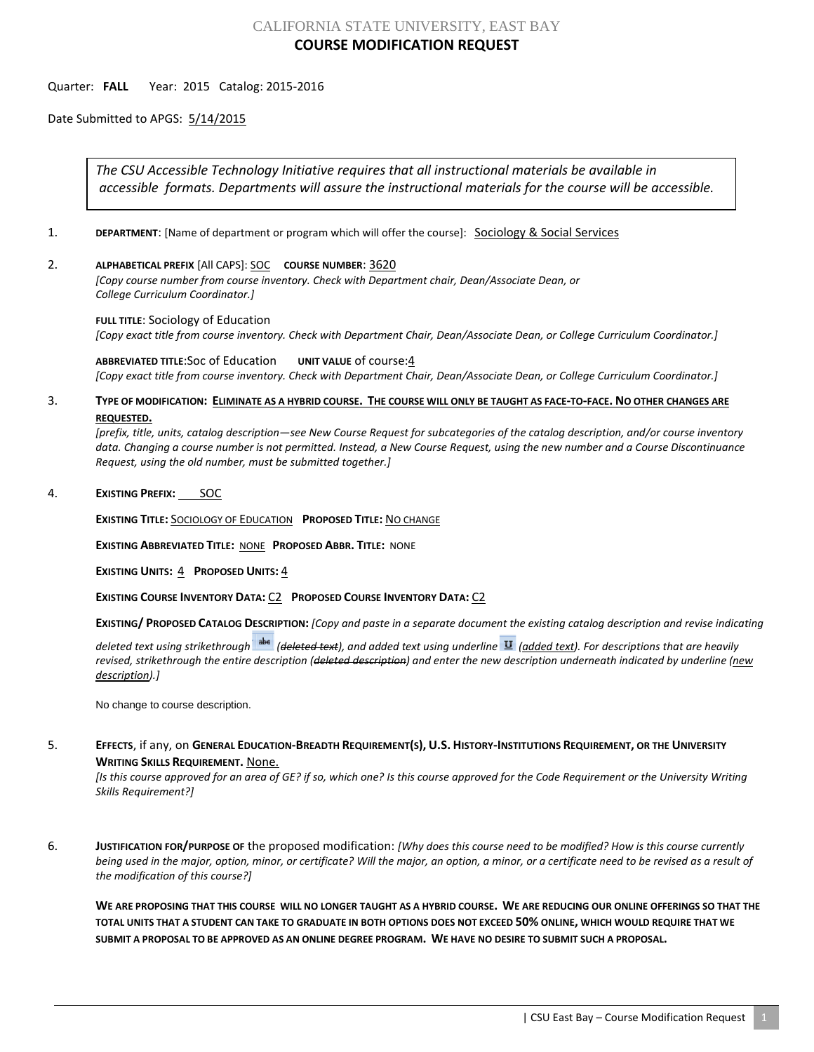CALIFORNIA STATE UNIVERSITY, EAST BAY

# COURSE MODIFICATION REQUEST

Quarter: **FALL** Year: 2015 Catalog: 2015-2016

Date Submitted to APGS: 5/14/2015

> *The CSU Accessible Technology Initiative requires that all instructional materials be available in accessible formats. Departments will assure the instructional materials for the course will be accessible.*

1. **DEPARTMENT**: [Name of department or program which will offer the course]: Sociology & Social Services

2. **ALPHABETICAL PREFIX** [All CAPS]: SOC **COURSE NUMBER**: 3620
   *[Copy course number from course inventory. Check with Department chair, Dean/Associate Dean, or College Curriculum Coordinator.]*

   **FULL TITLE**: Sociology of Education
   *[Copy exact title from course inventory. Check with Department Chair, Dean/Associate Dean, or College Curriculum Coordinator.]*

   **ABBREVIATED TITLE**:Soc of Education **UNIT VALUE** of course:4
   *[Copy exact title from course inventory. Check with Department Chair, Dean/Associate Dean, or College Curriculum Coordinator.]*

3. **TYPE OF MODIFICATION: ELIMINATE AS A HYBRID COURSE. THE COURSE WILL ONLY BE TAUGHT AS FACE-TO-FACE. NO OTHER CHANGES ARE REQUESTED.**
   *[prefix, title, units, catalog description—see New Course Request for subcategories of the catalog description, and/or course inventory data. Changing a course number is not permitted. Instead, a New Course Request, using the new number and a Course Discontinuance Request, using the old number, must be submitted together.]*

4. **EXISTING PREFIX:** SOC

   **EXISTING TITLE:** SOCIOLOGY OF EDUCATION **PROPOSED TITLE:** NO CHANGE

   **EXISTING ABBREVIATED TITLE:** NONE **PROPOSED ABBR. TITLE:** NONE

   **EXISTING UNITS:** 4 **PROPOSED UNITS:** 4

   **EXISTING COURSE INVENTORY DATA:** C2 **PROPOSED COURSE INVENTORY DATA:** C2

   **EXISTING/ PROPOSED CATALOG DESCRIPTION:** *[Copy and paste in a separate document the existing catalog description and revise indicating deleted text using strikethrough (~~deleted text~~), and added text using underline (<u>added text</u>). For descriptions that are heavily revised, strikethrough the entire description (~~deleted description~~) and enter the new description underneath indicated by underline (<u>new description</u>).]*

   No change to course description.

5. **EFFECTS**, if any, on **GENERAL EDUCATION-BREADTH REQUIREMENT(S), U.S. HISTORY-INSTITUTIONS REQUIREMENT, OR THE UNIVERSITY WRITING SKILLS REQUIREMENT.** None.
   *[Is this course approved for an area of GE? if so, which one? Is this course approved for the Code Requirement or the University Writing Skills Requirement?]*

6. **JUSTIFICATION FOR/PURPOSE OF** the proposed modification: *[Why does this course need to be modified? How is this course currently being used in the major, option, minor, or certificate? Will the major, an option, a minor, or a certificate need to be revised as a result of the modification of this course?]*

   **WE ARE PROPOSING THAT THIS COURSE WILL NO LONGER TAUGHT AS A HYBRID COURSE. WE ARE REDUCING OUR ONLINE OFFERINGS SO THAT THE TOTAL UNITS THAT A STUDENT CAN TAKE TO GRADUATE IN BOTH OPTIONS DOES NOT EXCEED 50% ONLINE, WHICH WOULD REQUIRE THAT WE SUBMIT A PROPOSAL TO BE APPROVED AS AN ONLINE DEGREE PROGRAM. WE HAVE NO DESIRE TO SUBMIT SUCH A PROPOSAL.**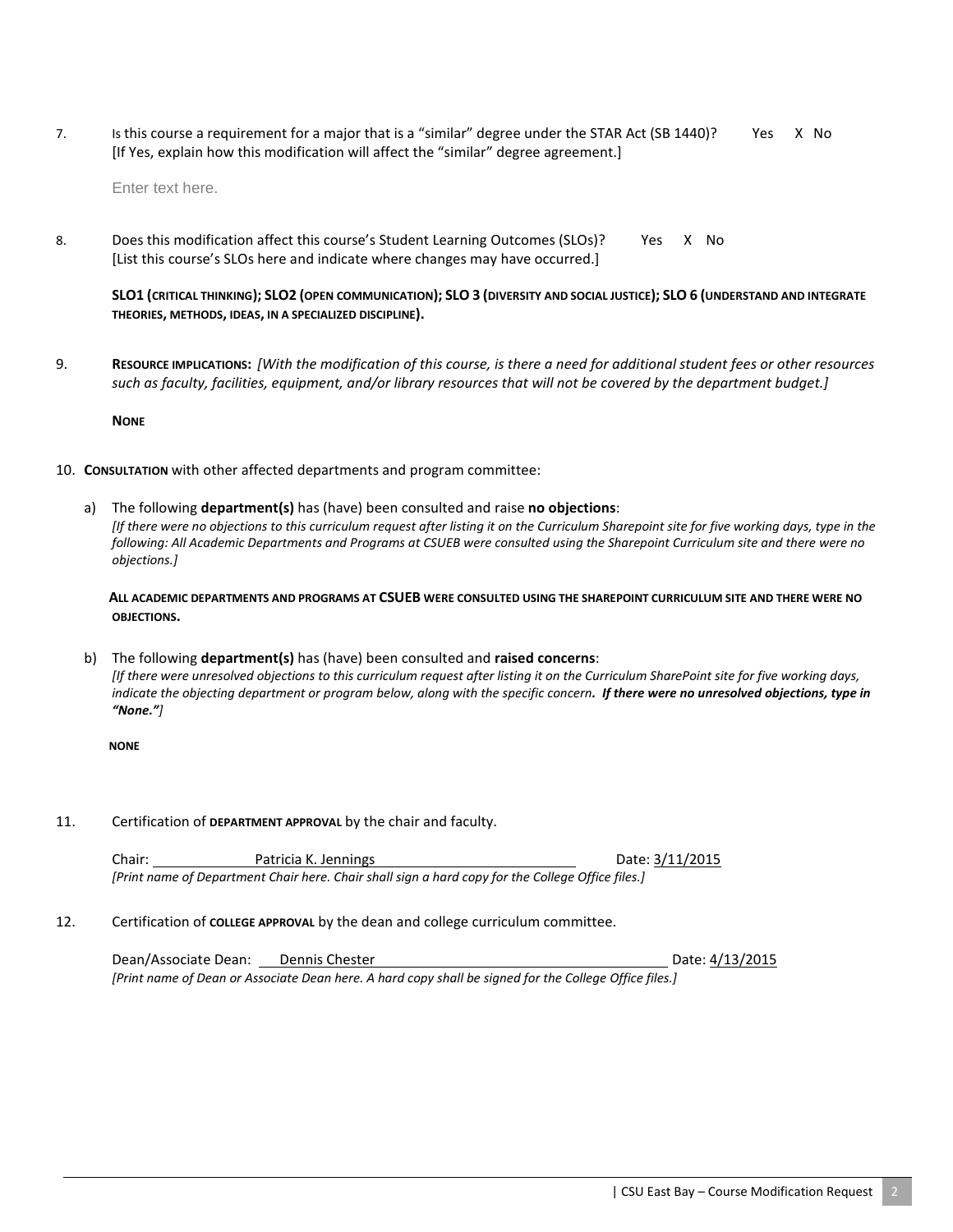7. Is this course a requirement for a major that is a "similar" degree under the STAR Act (SB 1440)? Yes X No
[If Yes, explain how this modification will affect the "similar" degree agreement.]

Enter text here.

8. Does this modification affect this course's Student Learning Outcomes (SLOs)? Yes X No
[List this course's SLOs here and indicate where changes may have occurred.]

**SLO1 (CRITICAL THINKING); SLO2 (OPEN COMMUNICATION); SLO 3 (DIVERSITY AND SOCIAL JUSTICE); SLO 6 (UNDERSTAND AND INTEGRATE THEORIES, METHODS, IDEAS, IN A SPECIALIZED DISCIPLINE).**

9. **RESOURCE IMPLICATIONS:** *[With the modification of this course, is there a need for additional student fees or other resources such as faculty, facilities, equipment, and/or library resources that will not be covered by the department budget.]*

**NONE**

10. **CONSULTATION** with other affected departments and program committee:

a) The following **department(s)** has (have) been consulted and raise **no objections**:
*[If there were no objections to this curriculum request after listing it on the Curriculum Sharepoint site for five working days, type in the following: All Academic Departments and Programs at CSUEB were consulted using the Sharepoint Curriculum site and there were no objections.]*

**ALL ACADEMIC DEPARTMENTS AND PROGRAMS AT CSUEB WERE CONSULTED USING THE SHAREPOINT CURRICULUM SITE AND THERE WERE NO OBJECTIONS.**

b) The following **department(s)** has (have) been consulted and **raised concerns**:
*[If there were unresolved objections to this curriculum request after listing it on the Curriculum SharePoint site for five working days, indicate the objecting department or program below, along with the specific concern. **If there were no unresolved objections, type in "None."**]*

**NONE**

11. Certification of **DEPARTMENT APPROVAL** by the chair and faculty.

Chair: Patricia K. Jennings Date: 3/11/2015
*[Print name of Department Chair here. Chair shall sign a hard copy for the College Office files.]*

12. Certification of **COLLEGE APPROVAL** by the dean and college curriculum committee.

Dean/Associate Dean: Dennis Chester Date: 4/13/2015
*[Print name of Dean or Associate Dean here. A hard copy shall be signed for the College Office files.]*